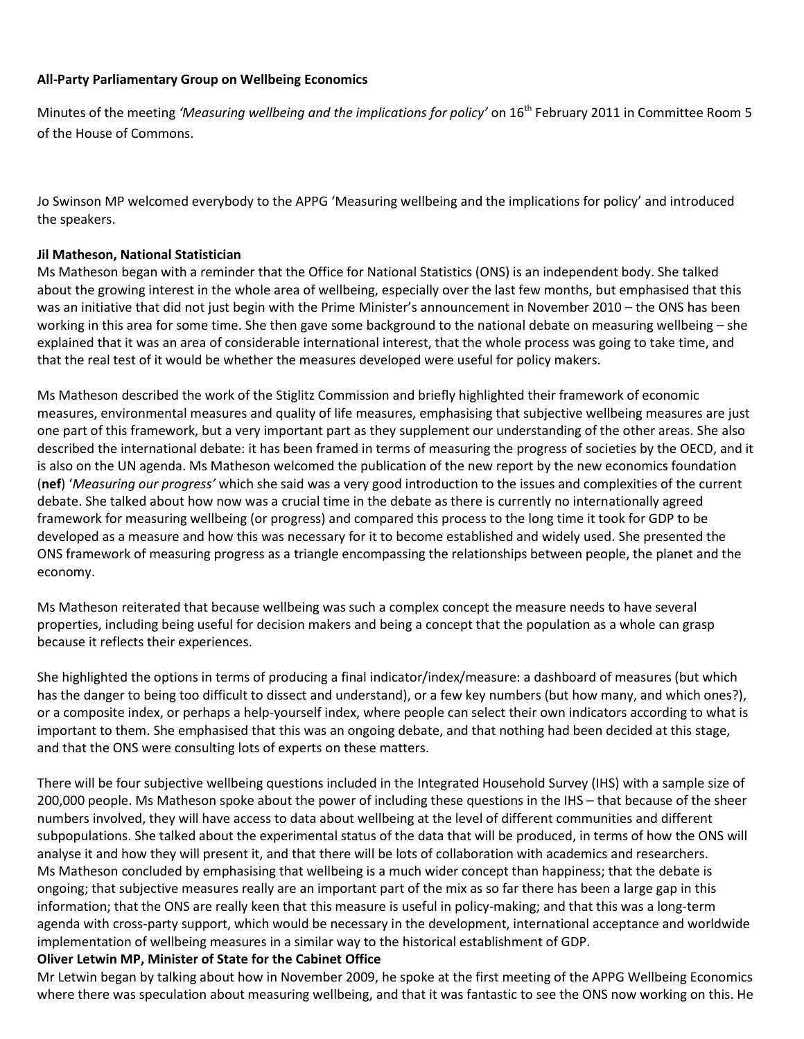**All-Party Parliamentary Group on Wellbeing Economics**

Minutes of the meeting *'Measuring wellbeing and the implications for policy'* on 16th February 2011 in Committee Room 5 of the House of Commons.

Jo Swinson MP welcomed everybody to the APPG 'Measuring wellbeing and the implications for policy' and introduced the speakers.

**Jil Matheson, National Statistician**

Ms Matheson began with a reminder that the Office for National Statistics (ONS) is an independent body. She talked about the growing interest in the whole area of wellbeing, especially over the last few months, but emphasised that this was an initiative that did not just begin with the Prime Minister's announcement in November 2010 – the ONS has been working in this area for some time. She then gave some background to the national debate on measuring wellbeing – she explained that it was an area of considerable international interest, that the whole process was going to take time, and that the real test of it would be whether the measures developed were useful for policy makers.

Ms Matheson described the work of the Stiglitz Commission and briefly highlighted their framework of economic measures, environmental measures and quality of life measures, emphasising that subjective wellbeing measures are just one part of this framework, but a very important part as they supplement our understanding of the other areas. She also described the international debate: it has been framed in terms of measuring the progress of societies by the OECD, and it is also on the UN agenda. Ms Matheson welcomed the publication of the new report by the new economics foundation (**nef**) '*Measuring our progress'* which she said was a very good introduction to the issues and complexities of the current debate. She talked about how now was a crucial time in the debate as there is currently no internationally agreed framework for measuring wellbeing (or progress) and compared this process to the long time it took for GDP to be developed as a measure and how this was necessary for it to become established and widely used. She presented the ONS framework of measuring progress as a triangle encompassing the relationships between people, the planet and the economy.

Ms Matheson reiterated that because wellbeing was such a complex concept the measure needs to have several properties, including being useful for decision makers and being a concept that the population as a whole can grasp because it reflects their experiences.

She highlighted the options in terms of producing a final indicator/index/measure: a dashboard of measures (but which has the danger to being too difficult to dissect and understand), or a few key numbers (but how many, and which ones?), or a composite index, or perhaps a help-yourself index, where people can select their own indicators according to what is important to them. She emphasised that this was an ongoing debate, and that nothing had been decided at this stage, and that the ONS were consulting lots of experts on these matters.

There will be four subjective wellbeing questions included in the Integrated Household Survey (IHS) with a sample size of 200,000 people. Ms Matheson spoke about the power of including these questions in the IHS – that because of the sheer numbers involved, they will have access to data about wellbeing at the level of different communities and different subpopulations. She talked about the experimental status of the data that will be produced, in terms of how the ONS will analyse it and how they will present it, and that there will be lots of collaboration with academics and researchers.
Ms Matheson concluded by emphasising that wellbeing is a much wider concept than happiness; that the debate is ongoing; that subjective measures really are an important part of the mix as so far there has been a large gap in this information; that the ONS are really keen that this measure is useful in policy-making; and that this was a long-term agenda with cross-party support, which would be necessary in the development, international acceptance and worldwide implementation of wellbeing measures in a similar way to the historical establishment of GDP.

**Oliver Letwin MP, Minister of State for the Cabinet Office**

Mr Letwin began by talking about how in November 2009, he spoke at the first meeting of the APPG Wellbeing Economics where there was speculation about measuring wellbeing, and that it was fantastic to see the ONS now working on this. He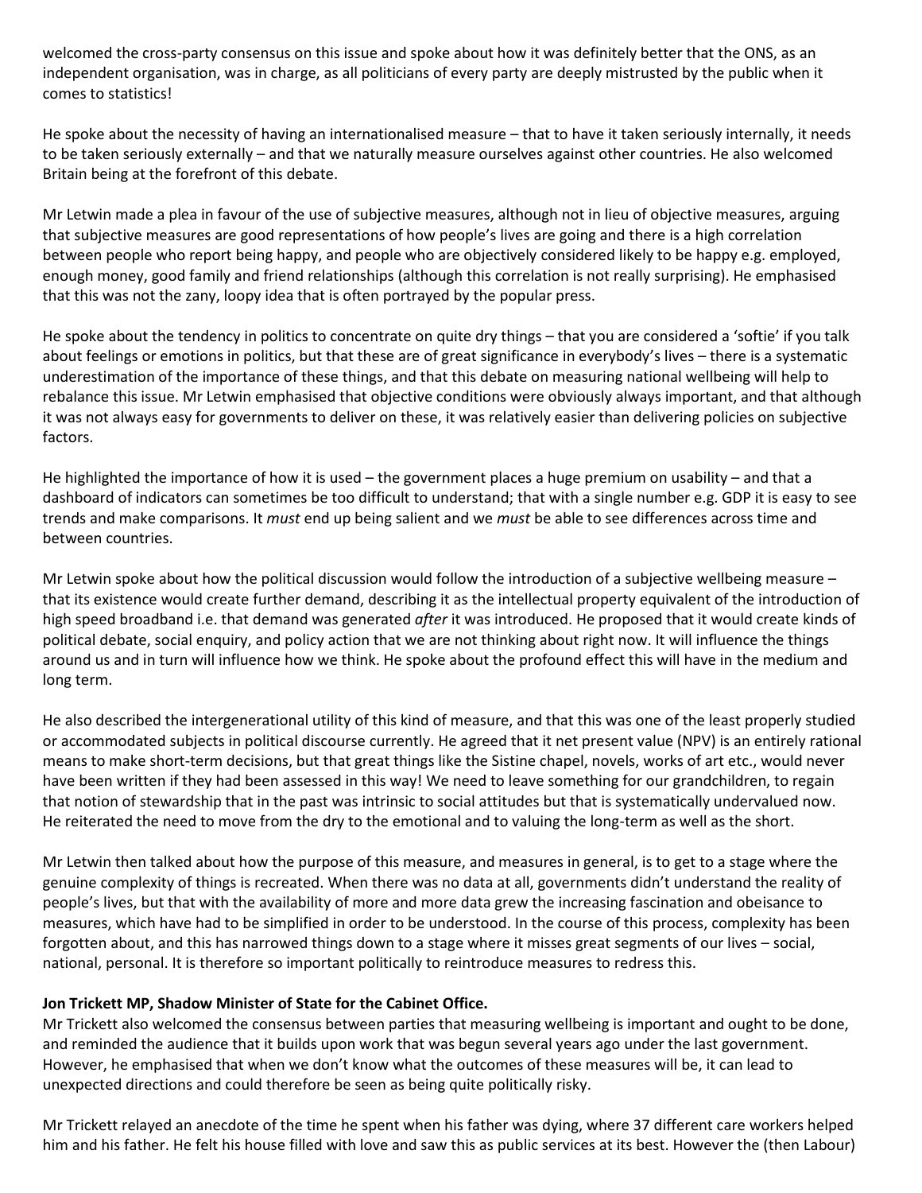welcomed the cross-party consensus on this issue and spoke about how it was definitely better that the ONS, as an independent organisation, was in charge, as all politicians of every party are deeply mistrusted by the public when it comes to statistics!

He spoke about the necessity of having an internationalised measure – that to have it taken seriously internally, it needs to be taken seriously externally – and that we naturally measure ourselves against other countries. He also welcomed Britain being at the forefront of this debate.

Mr Letwin made a plea in favour of the use of subjective measures, although not in lieu of objective measures, arguing that subjective measures are good representations of how people's lives are going and there is a high correlation between people who report being happy, and people who are objectively considered likely to be happy e.g. employed, enough money, good family and friend relationships (although this correlation is not really surprising). He emphasised that this was not the zany, loopy idea that is often portrayed by the popular press.

He spoke about the tendency in politics to concentrate on quite dry things – that you are considered a 'softie' if you talk about feelings or emotions in politics, but that these are of great significance in everybody's lives – there is a systematic underestimation of the importance of these things, and that this debate on measuring national wellbeing will help to rebalance this issue. Mr Letwin emphasised that objective conditions were obviously always important, and that although it was not always easy for governments to deliver on these, it was relatively easier than delivering policies on subjective factors.

He highlighted the importance of how it is used – the government places a huge premium on usability – and that a dashboard of indicators can sometimes be too difficult to understand; that with a single number e.g. GDP it is easy to see trends and make comparisons. It *must* end up being salient and we *must* be able to see differences across time and between countries.

Mr Letwin spoke about how the political discussion would follow the introduction of a subjective wellbeing measure – that its existence would create further demand, describing it as the intellectual property equivalent of the introduction of high speed broadband i.e. that demand was generated *after* it was introduced. He proposed that it would create kinds of political debate, social enquiry, and policy action that we are not thinking about right now. It will influence the things around us and in turn will influence how we think. He spoke about the profound effect this will have in the medium and long term.

He also described the intergenerational utility of this kind of measure, and that this was one of the least properly studied or accommodated subjects in political discourse currently. He agreed that it net present value (NPV) is an entirely rational means to make short-term decisions, but that great things like the Sistine chapel, novels, works of art etc., would never have been written if they had been assessed in this way! We need to leave something for our grandchildren, to regain that notion of stewardship that in the past was intrinsic to social attitudes but that is systematically undervalued now. He reiterated the need to move from the dry to the emotional and to valuing the long-term as well as the short.

Mr Letwin then talked about how the purpose of this measure, and measures in general, is to get to a stage where the genuine complexity of things is recreated. When there was no data at all, governments didn't understand the reality of people's lives, but that with the availability of more and more data grew the increasing fascination and obeisance to measures, which have had to be simplified in order to be understood. In the course of this process, complexity has been forgotten about, and this has narrowed things down to a stage where it misses great segments of our lives – social, national, personal. It is therefore so important politically to reintroduce measures to redress this.

**Jon Trickett MP, Shadow Minister of State for the Cabinet Office.**

Mr Trickett also welcomed the consensus between parties that measuring wellbeing is important and ought to be done, and reminded the audience that it builds upon work that was begun several years ago under the last government. However, he emphasised that when we don't know what the outcomes of these measures will be, it can lead to unexpected directions and could therefore be seen as being quite politically risky.

Mr Trickett relayed an anecdote of the time he spent when his father was dying, where 37 different care workers helped him and his father. He felt his house filled with love and saw this as public services at its best. However the (then Labour)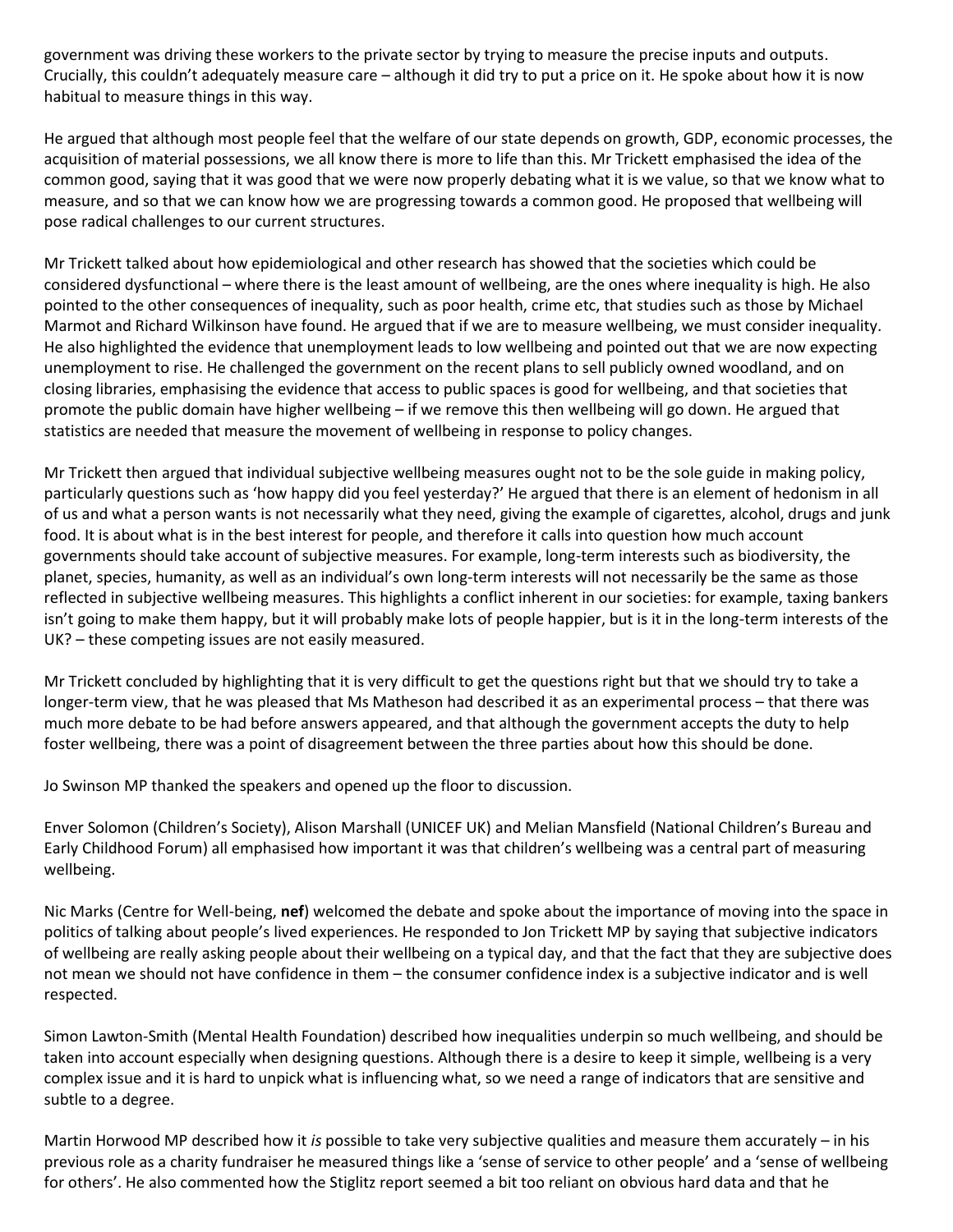government was driving these workers to the private sector by trying to measure the precise inputs and outputs. Crucially, this couldn't adequately measure care – although it did try to put a price on it. He spoke about how it is now habitual to measure things in this way.

He argued that although most people feel that the welfare of our state depends on growth, GDP, economic processes, the acquisition of material possessions, we all know there is more to life than this. Mr Trickett emphasised the idea of the common good, saying that it was good that we were now properly debating what it is we value, so that we know what to measure, and so that we can know how we are progressing towards a common good. He proposed that wellbeing will pose radical challenges to our current structures.

Mr Trickett talked about how epidemiological and other research has showed that the societies which could be considered dysfunctional – where there is the least amount of wellbeing, are the ones where inequality is high. He also pointed to the other consequences of inequality, such as poor health, crime etc, that studies such as those by Michael Marmot and Richard Wilkinson have found. He argued that if we are to measure wellbeing, we must consider inequality. He also highlighted the evidence that unemployment leads to low wellbeing and pointed out that we are now expecting unemployment to rise. He challenged the government on the recent plans to sell publicly owned woodland, and on closing libraries, emphasising the evidence that access to public spaces is good for wellbeing, and that societies that promote the public domain have higher wellbeing – if we remove this then wellbeing will go down. He argued that statistics are needed that measure the movement of wellbeing in response to policy changes.

Mr Trickett then argued that individual subjective wellbeing measures ought not to be the sole guide in making policy, particularly questions such as 'how happy did you feel yesterday?' He argued that there is an element of hedonism in all of us and what a person wants is not necessarily what they need, giving the example of cigarettes, alcohol, drugs and junk food. It is about what is in the best interest for people, and therefore it calls into question how much account governments should take account of subjective measures. For example, long-term interests such as biodiversity, the planet, species, humanity, as well as an individual's own long-term interests will not necessarily be the same as those reflected in subjective wellbeing measures. This highlights a conflict inherent in our societies: for example, taxing bankers isn't going to make them happy, but it will probably make lots of people happier, but is it in the long-term interests of the UK? – these competing issues are not easily measured.

Mr Trickett concluded by highlighting that it is very difficult to get the questions right but that we should try to take a longer-term view, that he was pleased that Ms Matheson had described it as an experimental process – that there was much more debate to be had before answers appeared, and that although the government accepts the duty to help foster wellbeing, there was a point of disagreement between the three parties about how this should be done.

Jo Swinson MP thanked the speakers and opened up the floor to discussion.

Enver Solomon (Children's Society), Alison Marshall (UNICEF UK) and Melian Mansfield (National Children's Bureau and Early Childhood Forum) all emphasised how important it was that children's wellbeing was a central part of measuring wellbeing.

Nic Marks (Centre for Well-being, **nef**) welcomed the debate and spoke about the importance of moving into the space in politics of talking about people's lived experiences. He responded to Jon Trickett MP by saying that subjective indicators of wellbeing are really asking people about their wellbeing on a typical day, and that the fact that they are subjective does not mean we should not have confidence in them – the consumer confidence index is a subjective indicator and is well respected.

Simon Lawton-Smith (Mental Health Foundation) described how inequalities underpin so much wellbeing, and should be taken into account especially when designing questions. Although there is a desire to keep it simple, wellbeing is a very complex issue and it is hard to unpick what is influencing what, so we need a range of indicators that are sensitive and subtle to a degree.

Martin Horwood MP described how it *is* possible to take very subjective qualities and measure them accurately – in his previous role as a charity fundraiser he measured things like a 'sense of service to other people' and a 'sense of wellbeing for others'. He also commented how the Stiglitz report seemed a bit too reliant on obvious hard data and that he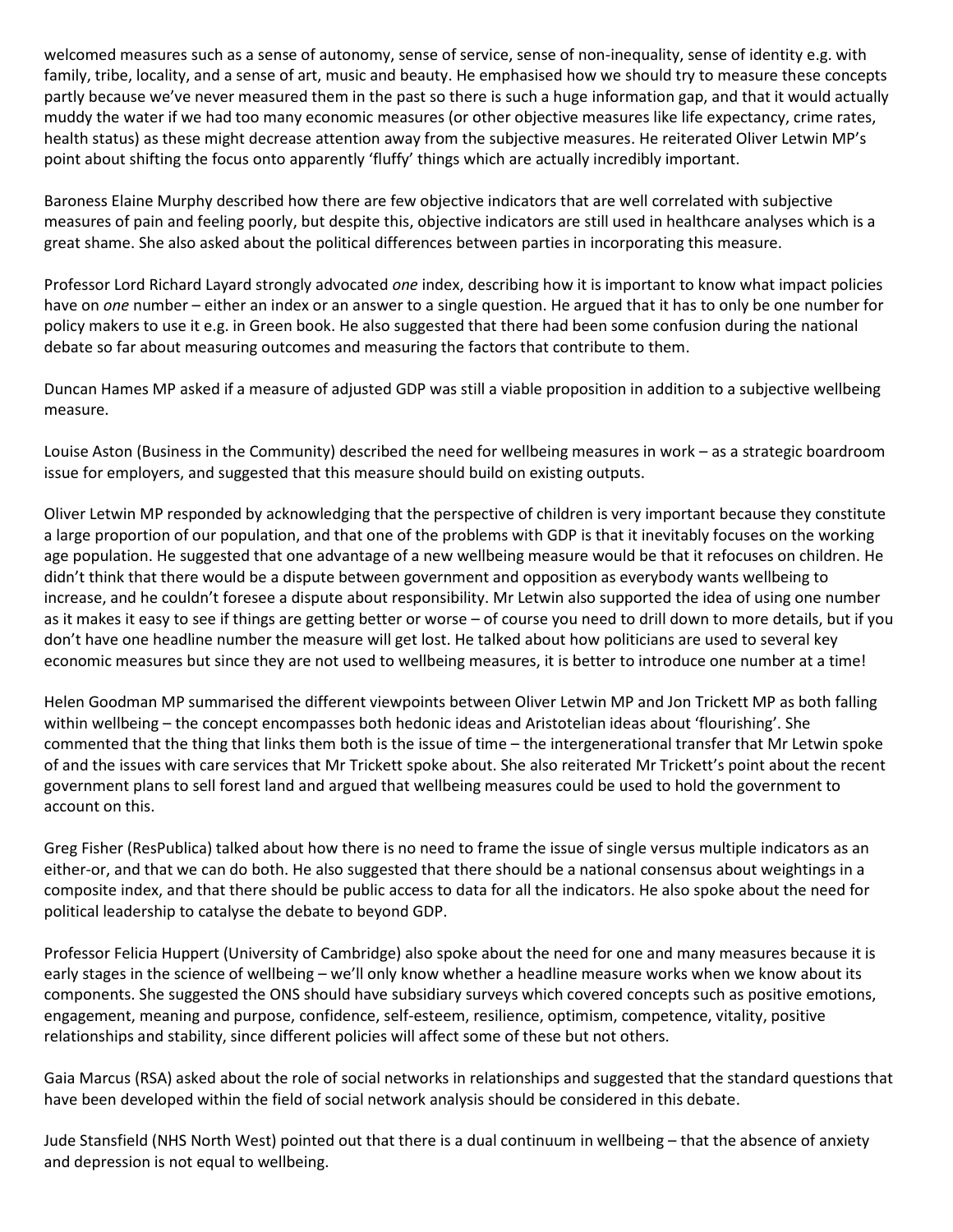welcomed measures such as a sense of autonomy, sense of service, sense of non-inequality, sense of identity e.g. with family, tribe, locality, and a sense of art, music and beauty. He emphasised how we should try to measure these concepts partly because we've never measured them in the past so there is such a huge information gap, and that it would actually muddy the water if we had too many economic measures (or other objective measures like life expectancy, crime rates, health status) as these might decrease attention away from the subjective measures. He reiterated Oliver Letwin MP's point about shifting the focus onto apparently 'fluffy' things which are actually incredibly important.

Baroness Elaine Murphy described how there are few objective indicators that are well correlated with subjective measures of pain and feeling poorly, but despite this, objective indicators are still used in healthcare analyses which is a great shame. She also asked about the political differences between parties in incorporating this measure.

Professor Lord Richard Layard strongly advocated *one* index, describing how it is important to know what impact policies have on *one* number – either an index or an answer to a single question. He argued that it has to only be one number for policy makers to use it e.g. in Green book. He also suggested that there had been some confusion during the national debate so far about measuring outcomes and measuring the factors that contribute to them.

Duncan Hames MP asked if a measure of adjusted GDP was still a viable proposition in addition to a subjective wellbeing measure.

Louise Aston (Business in the Community) described the need for wellbeing measures in work – as a strategic boardroom issue for employers, and suggested that this measure should build on existing outputs.

Oliver Letwin MP responded by acknowledging that the perspective of children is very important because they constitute a large proportion of our population, and that one of the problems with GDP is that it inevitably focuses on the working age population. He suggested that one advantage of a new wellbeing measure would be that it refocuses on children. He didn't think that there would be a dispute between government and opposition as everybody wants wellbeing to increase, and he couldn't foresee a dispute about responsibility. Mr Letwin also supported the idea of using one number as it makes it easy to see if things are getting better or worse – of course you need to drill down to more details, but if you don't have one headline number the measure will get lost. He talked about how politicians are used to several key economic measures but since they are not used to wellbeing measures, it is better to introduce one number at a time!

Helen Goodman MP summarised the different viewpoints between Oliver Letwin MP and Jon Trickett MP as both falling within wellbeing – the concept encompasses both hedonic ideas and Aristotelian ideas about 'flourishing'. She commented that the thing that links them both is the issue of time – the intergenerational transfer that Mr Letwin spoke of and the issues with care services that Mr Trickett spoke about. She also reiterated Mr Trickett's point about the recent government plans to sell forest land and argued that wellbeing measures could be used to hold the government to account on this.

Greg Fisher (ResPublica) talked about how there is no need to frame the issue of single versus multiple indicators as an either-or, and that we can do both. He also suggested that there should be a national consensus about weightings in a composite index, and that there should be public access to data for all the indicators. He also spoke about the need for political leadership to catalyse the debate to beyond GDP.

Professor Felicia Huppert (University of Cambridge) also spoke about the need for one and many measures because it is early stages in the science of wellbeing – we'll only know whether a headline measure works when we know about its components. She suggested the ONS should have subsidiary surveys which covered concepts such as positive emotions, engagement, meaning and purpose, confidence, self-esteem, resilience, optimism, competence, vitality, positive relationships and stability, since different policies will affect some of these but not others.

Gaia Marcus (RSA) asked about the role of social networks in relationships and suggested that the standard questions that have been developed within the field of social network analysis should be considered in this debate.

Jude Stansfield (NHS North West) pointed out that there is a dual continuum in wellbeing – that the absence of anxiety and depression is not equal to wellbeing.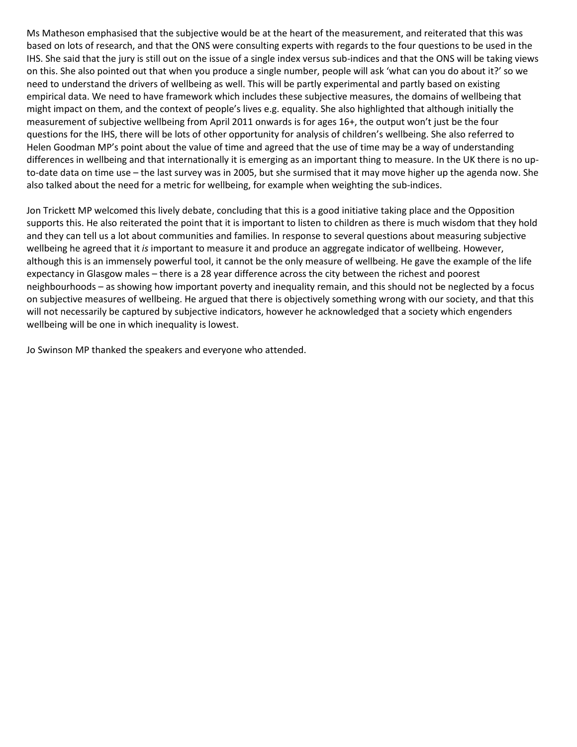Ms Matheson emphasised that the subjective would be at the heart of the measurement, and reiterated that this was based on lots of research, and that the ONS were consulting experts with regards to the four questions to be used in the IHS. She said that the jury is still out on the issue of a single index versus sub-indices and that the ONS will be taking views on this. She also pointed out that when you produce a single number, people will ask 'what can you do about it?' so we need to understand the drivers of wellbeing as well. This will be partly experimental and partly based on existing empirical data. We need to have framework which includes these subjective measures, the domains of wellbeing that might impact on them, and the context of people's lives e.g. equality. She also highlighted that although initially the measurement of subjective wellbeing from April 2011 onwards is for ages 16+, the output won't just be the four questions for the IHS, there will be lots of other opportunity for analysis of children's wellbeing. She also referred to Helen Goodman MP's point about the value of time and agreed that the use of time may be a way of understanding differences in wellbeing and that internationally it is emerging as an important thing to measure. In the UK there is no up-to-date data on time use – the last survey was in 2005, but she surmised that it may move higher up the agenda now. She also talked about the need for a metric for wellbeing, for example when weighting the sub-indices.

Jon Trickett MP welcomed this lively debate, concluding that this is a good initiative taking place and the Opposition supports this. He also reiterated the point that it is important to listen to children as there is much wisdom that they hold and they can tell us a lot about communities and families. In response to several questions about measuring subjective wellbeing he agreed that it *is* important to measure it and produce an aggregate indicator of wellbeing. However, although this is an immensely powerful tool, it cannot be the only measure of wellbeing. He gave the example of the life expectancy in Glasgow males – there is a 28 year difference across the city between the richest and poorest neighbourhoods – as showing how important poverty and inequality remain, and this should not be neglected by a focus on subjective measures of wellbeing. He argued that there is objectively something wrong with our society, and that this will not necessarily be captured by subjective indicators, however he acknowledged that a society which engenders wellbeing will be one in which inequality is lowest.

Jo Swinson MP thanked the speakers and everyone who attended.